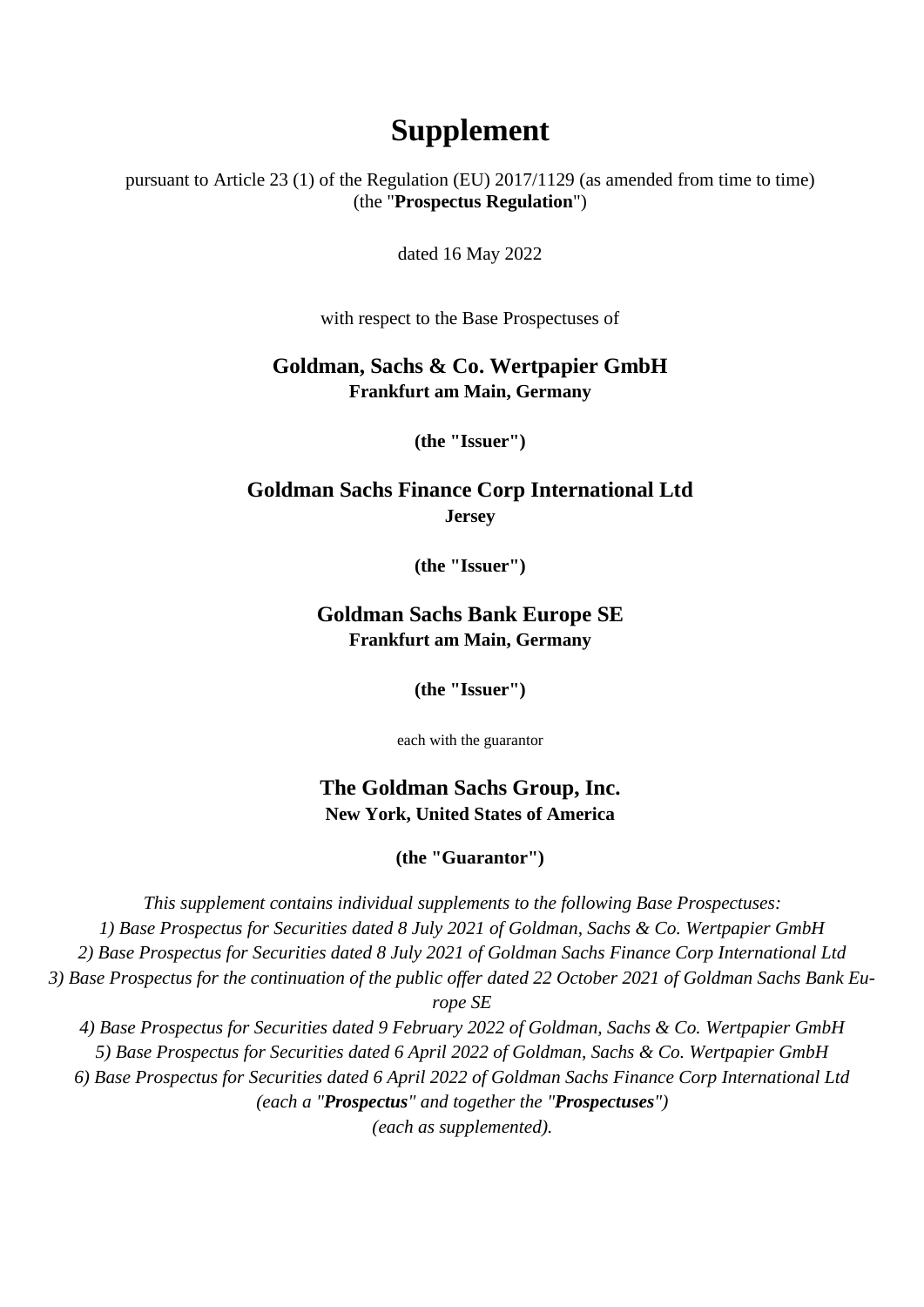# Supplement

pursuant to Article 23 (1) of the Regulation (EU) 2017/1129 (as amended from time to time)
(the "**Prospectus Regulation**")

dated 16 May 2022

with respect to the Base Prospectuses of

**Goldman, Sachs & Co. Wertpapier GmbH**
**Frankfurt am Main, Germany**

**(the "Issuer")**

**Goldman Sachs Finance Corp International Ltd**
**Jersey**

**(the "Issuer")**

**Goldman Sachs Bank Europe SE**
**Frankfurt am Main, Germany**

**(the "Issuer")**

each with the guarantor

**The Goldman Sachs Group, Inc.**
**New York, United States of America**

**(the "Guarantor")**

*This supplement contains individual supplements to the following Base Prospectuses:*
*1) Base Prospectus for Securities dated 8 July 2021 of Goldman, Sachs & Co. Wertpapier GmbH*
*2) Base Prospectus for Securities dated 8 July 2021 of Goldman Sachs Finance Corp International Ltd*
*3) Base Prospectus for the continuation of the public offer dated 22 October 2021 of Goldman Sachs Bank Europe SE*
*4) Base Prospectus for Securities dated 9 February 2022 of Goldman, Sachs & Co. Wertpapier GmbH*
*5) Base Prospectus for Securities dated 6 April 2022 of Goldman, Sachs & Co. Wertpapier GmbH*
*6) Base Prospectus for Securities dated 6 April 2022 of Goldman Sachs Finance Corp International Ltd*
*(each a "**Prospectus**" and together the "**Prospectuses**")*
*(each as supplemented).*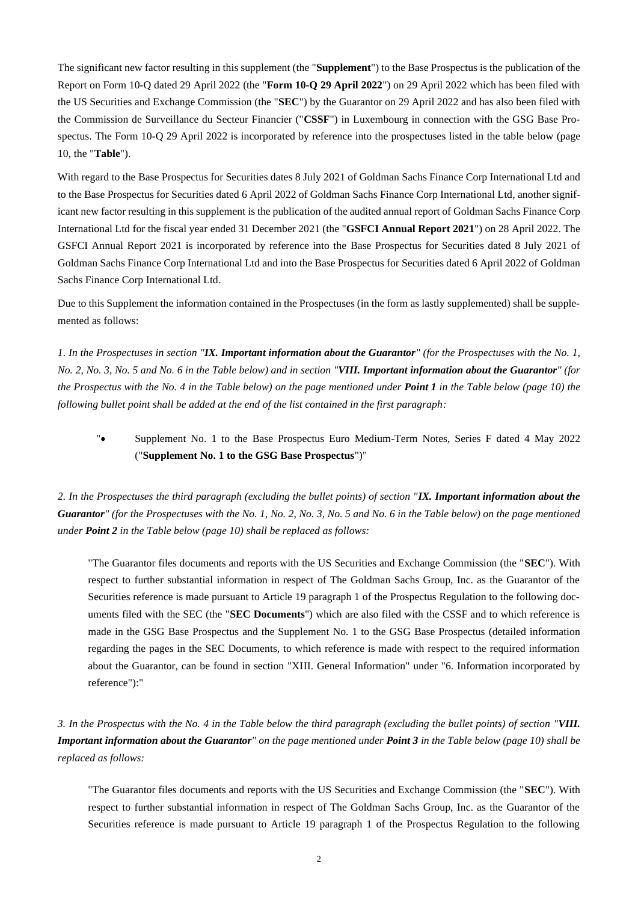The significant new factor resulting in this supplement (the "**Supplement**") to the Base Prospectus is the publication of the Report on Form 10-Q dated 29 April 2022 (the "**Form 10-Q 29 April 2022**") on 29 April 2022 which has been filed with the US Securities and Exchange Commission (the "**SEC**") by the Guarantor on 29 April 2022 and has also been filed with the Commission de Surveillance du Secteur Financier ("**CSSF**") in Luxembourg in connection with the GSG Base Prospectus. The Form 10-Q 29 April 2022 is incorporated by reference into the prospectuses listed in the table below (page 10, the "**Table**").

With regard to the Base Prospectus for Securities dates 8 July 2021 of Goldman Sachs Finance Corp International Ltd and to the Base Prospectus for Securities dated 6 April 2022 of Goldman Sachs Finance Corp International Ltd, another significant new factor resulting in this supplement is the publication of the audited annual report of Goldman Sachs Finance Corp International Ltd for the fiscal year ended 31 December 2021 (the "**GSFCI Annual Report 2021**") on 28 April 2022. The GSFCI Annual Report 2021 is incorporated by reference into the Base Prospectus for Securities dated 8 July 2021 of Goldman Sachs Finance Corp International Ltd and into the Base Prospectus for Securities dated 6 April 2022 of Goldman Sachs Finance Corp International Ltd.

Due to this Supplement the information contained in the Prospectuses (in the form as lastly supplemented) shall be supplemented as follows:

*1. In the Prospectuses in section "**IX. Important information about the Guarantor**" (for the Prospectuses with the No. 1, No. 2, No. 3, No. 5 and No. 6 in the Table below) and in section "**VIII. Important information about the Guarantor**" (for the Prospectus with the No. 4 in the Table below) on the page mentioned under **Point 1** in the Table below (page 10) the following bullet point shall be added at the end of the list contained in the first paragraph:*

> "• Supplement No. 1 to the Base Prospectus Euro Medium-Term Notes, Series F dated 4 May 2022 ("**Supplement No. 1 to the GSG Base Prospectus**")"

*2. In the Prospectuses the third paragraph (excluding the bullet points) of section "**IX. Important information about the Guarantor**" (for the Prospectuses with the No. 1, No. 2, No. 3, No. 5 and No. 6 in the Table below) on the page mentioned under **Point 2** in the Table below (page 10) shall be replaced as follows:*

> "The Guarantor files documents and reports with the US Securities and Exchange Commission (the "**SEC**"). With respect to further substantial information in respect of The Goldman Sachs Group, Inc. as the Guarantor of the Securities reference is made pursuant to Article 19 paragraph 1 of the Prospectus Regulation to the following documents filed with the SEC (the "**SEC Documents**") which are also filed with the CSSF and to which reference is made in the GSG Base Prospectus and the Supplement No. 1 to the GSG Base Prospectus (detailed information regarding the pages in the SEC Documents, to which reference is made with respect to the required information about the Guarantor, can be found in section "XIII. General Information" under "6. Information incorporated by reference"):"

*3. In the Prospectus with the No. 4 in the Table below the third paragraph (excluding the bullet points) of section "**VIII. Important information about the Guarantor**" on the page mentioned under **Point 3** in the Table below (page 10) shall be replaced as follows:*

> "The Guarantor files documents and reports with the US Securities and Exchange Commission (the "**SEC**"). With respect to further substantial information in respect of The Goldman Sachs Group, Inc. as the Guarantor of the Securities reference is made pursuant to Article 19 paragraph 1 of the Prospectus Regulation to the following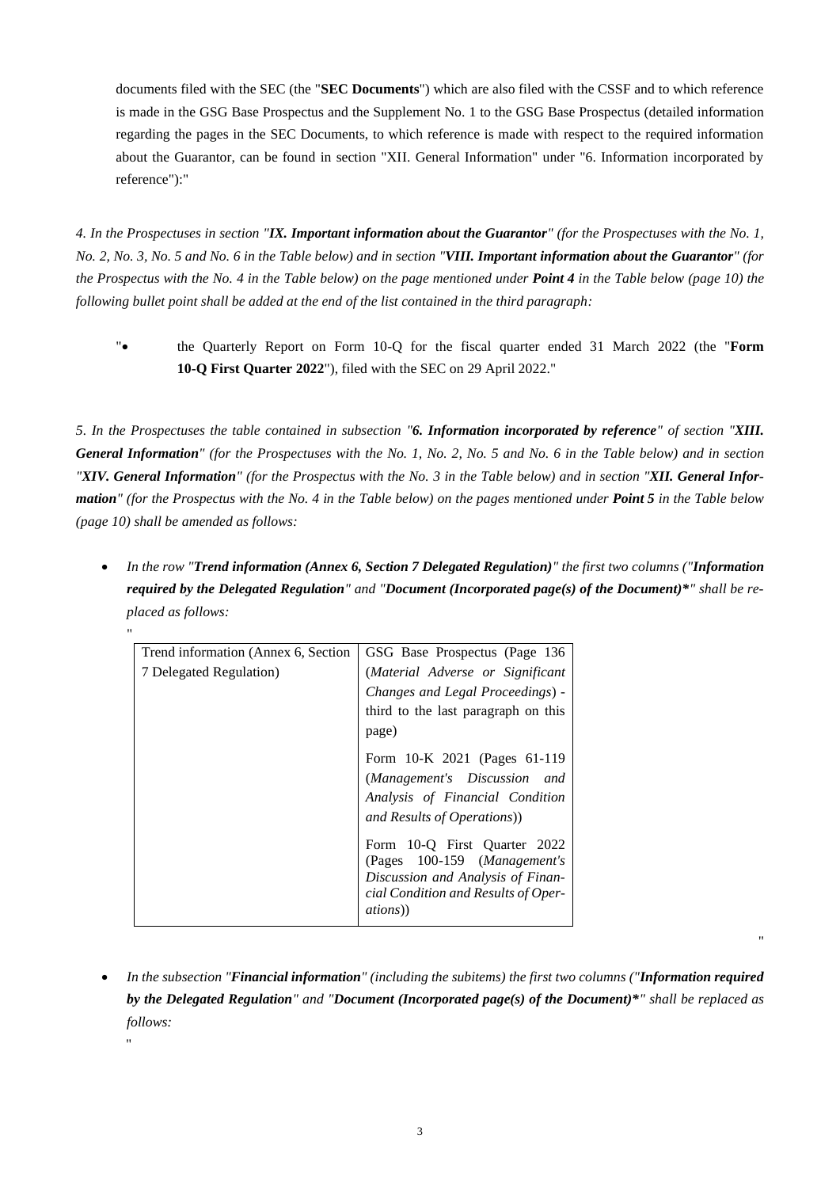documents filed with the SEC (the "**SEC Documents**") which are also filed with the CSSF and to which reference is made in the GSG Base Prospectus and the Supplement No. 1 to the GSG Base Prospectus (detailed information regarding the pages in the SEC Documents, to which reference is made with respect to the required information about the Guarantor, can be found in section "XII. General Information" under "6. Information incorporated by reference"):"

*4. In the Prospectuses in section "**IX. Important information about the Guarantor**" (for the Prospectuses with the No. 1, No. 2, No. 3, No. 5 and No. 6 in the Table below) and in section "**VIII. Important information about the Guarantor**" (for the Prospectus with the No. 4 in the Table below) on the page mentioned under **Point 4** in the Table below (page 10) the following bullet point shall be added at the end of the list contained in the third paragraph:*

"• the Quarterly Report on Form 10-Q for the fiscal quarter ended 31 March 2022 (the "**Form 10-Q First Quarter 2022**"), filed with the SEC on 29 April 2022."

*5. In the Prospectuses the table contained in subsection "**6. Information incorporated by reference**" of section "**XIII. General Information**" (for the Prospectuses with the No. 1, No. 2, No. 5 and No. 6 in the Table below) and in section "**XIV. General Information**" (for the Prospectus with the No. 3 in the Table below) and in section "**XII. General Information**" (for the Prospectus with the No. 4 in the Table below) on the pages mentioned under **Point 5** in the Table below (page 10) shall be amended as follows:*

- *In the row "**Trend information (Annex 6, Section 7 Delegated Regulation)**" the first two columns ("**Information required by the Delegated Regulation**" and "**Document (Incorporated page(s) of the Document)\***" shall be replaced as follows:*

"

| | |
|---|---|
| Trend information (Annex 6, Section 7 Delegated Regulation) | GSG Base Prospectus (Page 136 (*Material Adverse or Significant Changes and Legal Proceedings*) - third to the last paragraph on this page)<br><br>Form 10-K 2021 (Pages 61-119 (*Management's Discussion and Analysis of Financial Condition and Results of Operations*))<br><br>Form 10-Q First Quarter 2022 (Pages 100-159 (*Management's Discussion and Analysis of Financial Condition and Results of Operations*)) |

"

- *In the subsection "**Financial information**" (including the subitems) the first two columns ("**Information required by the Delegated Regulation**" and "**Document (Incorporated page(s) of the Document)\***" shall be replaced as follows:*

"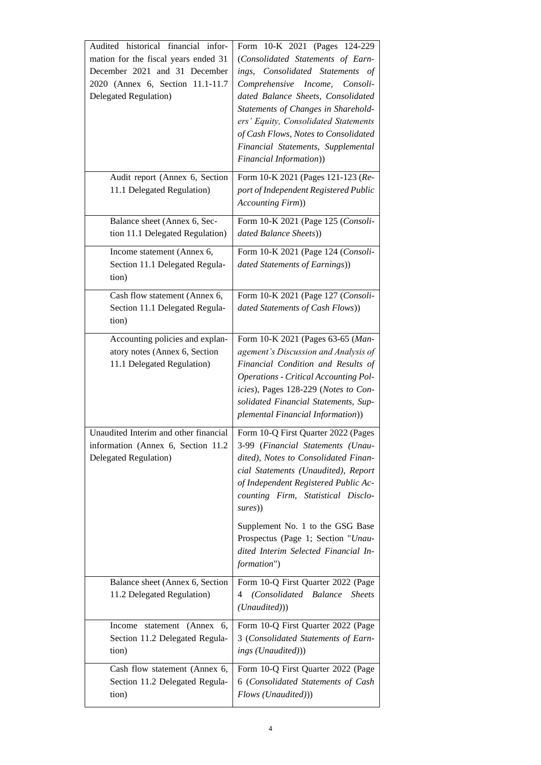| | |
|---|---|
| Audited historical financial information for the fiscal years ended 31 December 2021 and 31 December 2020 (Annex 6, Section 11.1-11.7 Delegated Regulation) | Form 10-K 2021 (Pages 124-229 (*Consolidated Statements of Earnings, Consolidated Statements of Comprehensive Income, Consolidated Balance Sheets, Consolidated Statements of Changes in Shareholders' Equity, Consolidated Statements of Cash Flows, Notes to Consolidated Financial Statements, Supplemental Financial Information*)) |
| Audit report (Annex 6, Section 11.1 Delegated Regulation) | Form 10-K 2021 (Pages 121-123 (*Report of Independent Registered Public Accounting Firm*)) |
| Balance sheet (Annex 6, Section 11.1 Delegated Regulation) | Form 10-K 2021 (Page 125 (*Consolidated Balance Sheets*)) |
| Income statement (Annex 6, Section 11.1 Delegated Regulation) | Form 10-K 2021 (Page 124 (*Consolidated Statements of Earnings*)) |
| Cash flow statement (Annex 6, Section 11.1 Delegated Regulation) | Form 10-K 2021 (Page 127 (*Consolidated Statements of Cash Flows*)) |
| Accounting policies and explanatory notes (Annex 6, Section 11.1 Delegated Regulation) | Form 10-K 2021 (Pages 63-65 (*Management's Discussion and Analysis of Financial Condition and Results of Operations - Critical Accounting Policies*), Pages 128-229 (*Notes to Consolidated Financial Statements, Supplemental Financial Information*)) |
| Unaudited Interim and other financial information (Annex 6, Section 11.2 Delegated Regulation) | Form 10-Q First Quarter 2022 (Pages 3-99 (*Financial Statements (Unaudited), Notes to Consolidated Financial Statements (Unaudited), Report of Independent Registered Public Accounting Firm, Statistical Disclosures*))<br><br>Supplement No. 1 to the GSG Base Prospectus (Page 1; Section "*Unaudited Interim Selected Financial Information*") |
| Balance sheet (Annex 6, Section 11.2 Delegated Regulation) | Form 10-Q First Quarter 2022 (Page 4 (*Consolidated Balance Sheets (Unaudited)*)) |
| Income statement (Annex 6, Section 11.2 Delegated Regulation) | Form 10-Q First Quarter 2022 (Page 3 (*Consolidated Statements of Earnings (Unaudited)*)) |
| Cash flow statement (Annex 6, Section 11.2 Delegated Regulation) | Form 10-Q First Quarter 2022 (Page 6 (*Consolidated Statements of Cash Flows (Unaudited)*)) |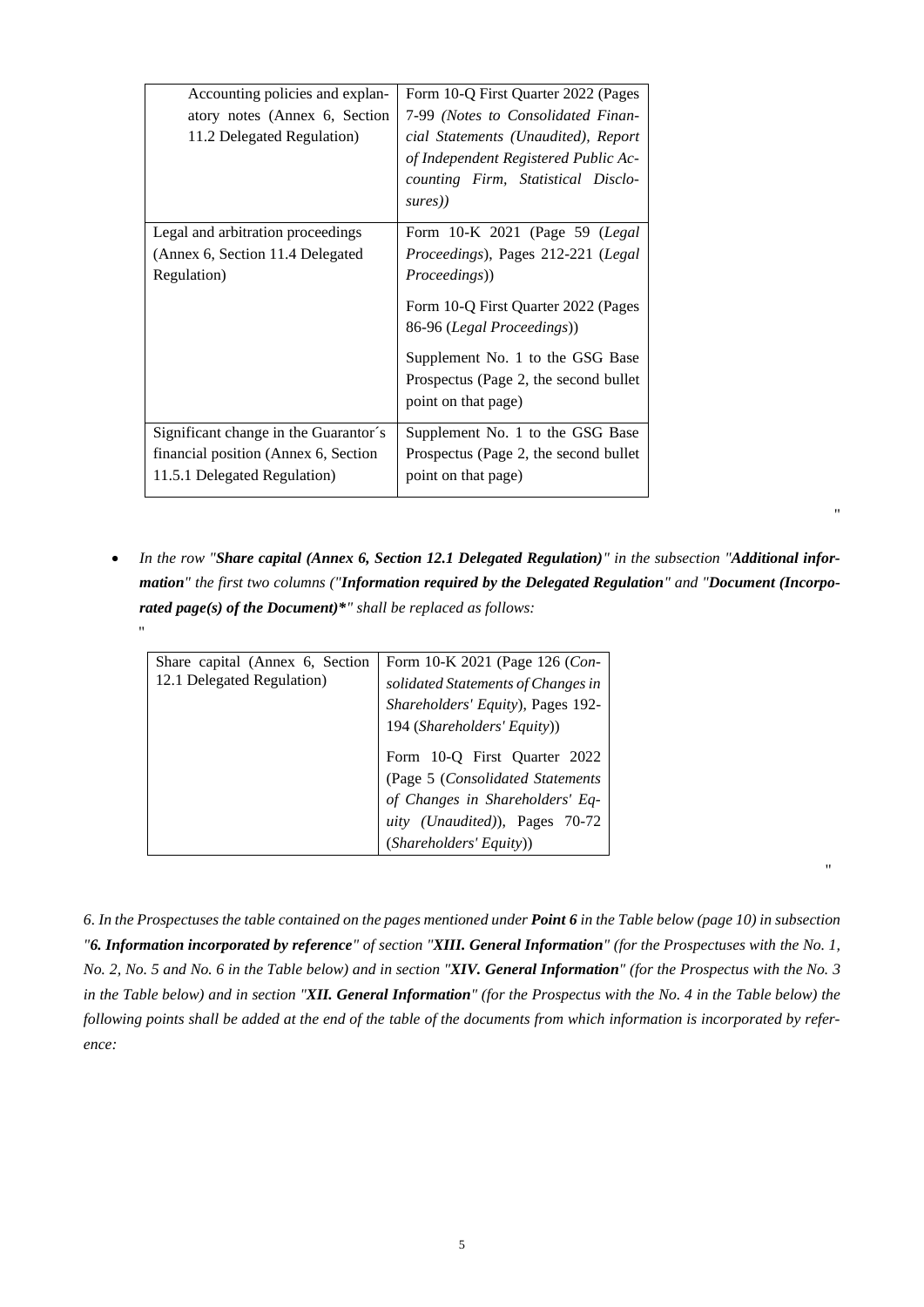| Accounting policies and explanatory notes (Annex 6, Section 11.2 Delegated Regulation) | Form 10-Q First Quarter 2022 (Pages 7-99 *(Notes to Consolidated Financial Statements (Unaudited), Report of Independent Registered Public Accounting Firm, Statistical Disclosures)*) |
|---|---|
| Legal and arbitration proceedings (Annex 6, Section 11.4 Delegated Regulation) | Form 10-K 2021 (Page 59 (*Legal Proceedings*), Pages 212-221 (*Legal Proceedings*))<br><br>Form 10-Q First Quarter 2022 (Pages 86-96 (*Legal Proceedings*))<br><br>Supplement No. 1 to the GSG Base Prospectus (Page 2, the second bullet point on that page) |
| Significant change in the Guarantor´s financial position (Annex 6, Section 11.5.1 Delegated Regulation) | Supplement No. 1 to the GSG Base Prospectus (Page 2, the second bullet point on that page) |

"

- *In the row "**Share capital (Annex 6, Section 12.1 Delegated Regulation)**" in the subsection "**Additional information**" the first two columns ("**Information required by the Delegated Regulation**" and "**Document (Incorporated page(s) of the Document)\***" shall be replaced as follows:*

"

| Share capital (Annex 6, Section 12.1 Delegated Regulation) | Form 10-K 2021 (Page 126 (*Consolidated Statements of Changes in Shareholders' Equity*), Pages 192-194 (*Shareholders' Equity*))<br><br>Form 10-Q First Quarter 2022 (Page 5 (*Consolidated Statements of Changes in Shareholders' Equity (Unaudited)*), Pages 70-72 (*Shareholders' Equity*)) |
|---|---|

"

*6. In the Prospectuses the table contained on the pages mentioned under **Point 6** in the Table below (page 10) in subsection "**6. Information incorporated by reference**" of section "**XIII. General Information**" (for the Prospectuses with the No. 1, No. 2, No. 5 and No. 6 in the Table below) and in section "**XIV. General Information**" (for the Prospectus with the No. 3 in the Table below) and in section "**XII. General Information**" (for the Prospectus with the No. 4 in the Table below) the following points shall be added at the end of the table of the documents from which information is incorporated by reference:*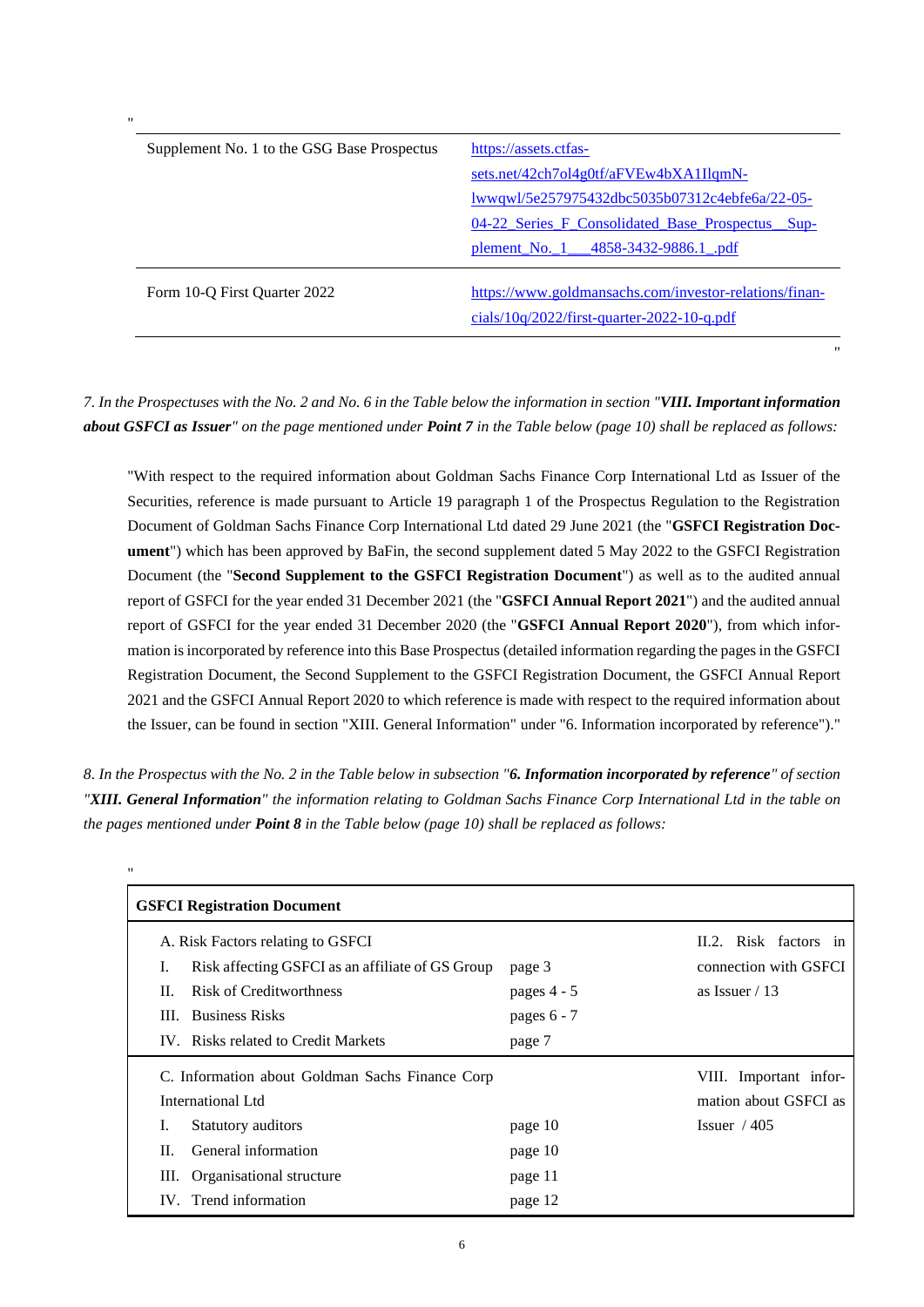"

| | |
|---|---|
| Supplement No. 1 to the GSG Base Prospectus | https://assets.ctfassets.net/42ch7ol4g0tf/aFVEw4bXA1IlqmNlwwqwl/5e257975432dbc5035b07312c4ebfe6a/22-05-04-22_Series_F_Consolidated_Base_Prospectus__Supplement_No._1___4858-3432-9886.1_.pdf |
| Form 10-Q First Quarter 2022 | https://www.goldmansachs.com/investor-relations/financials/10q/2022/first-quarter-2022-10-q.pdf |

"

*7. In the Prospectuses with the No. 2 and No. 6 in the Table below the information in section "**VIII. Important information about GSFCI as Issuer**" on the page mentioned under **Point 7** in the Table below (page 10) shall be replaced as follows:*

"With respect to the required information about Goldman Sachs Finance Corp International Ltd as Issuer of the Securities, reference is made pursuant to Article 19 paragraph 1 of the Prospectus Regulation to the Registration Document of Goldman Sachs Finance Corp International Ltd dated 29 June 2021 (the "**GSFCI Registration Document**") which has been approved by BaFin, the second supplement dated 5 May 2022 to the GSFCI Registration Document (the "**Second Supplement to the GSFCI Registration Document**") as well as to the audited annual report of GSFCI for the year ended 31 December 2021 (the "**GSFCI Annual Report 2021**") and the audited annual report of GSFCI for the year ended 31 December 2020 (the "**GSFCI Annual Report 2020**"), from which information is incorporated by reference into this Base Prospectus (detailed information regarding the pages in the GSFCI Registration Document, the Second Supplement to the GSFCI Registration Document, the GSFCI Annual Report 2021 and the GSFCI Annual Report 2020 to which reference is made with respect to the required information about the Issuer, can be found in section "XIII. General Information" under "6. Information incorporated by reference")."

*8. In the Prospectus with the No. 2 in the Table below in subsection "**6. Information incorporated by reference**" of section "**XIII. General Information**" the information relating to Goldman Sachs Finance Corp International Ltd in the table on the pages mentioned under **Point 8** in the Table below (page 10) shall be replaced as follows:*

"

| **GSFCI Registration Document** | | |
|---|---|---|
| A. Risk Factors relating to GSFCI | | II.2. Risk factors in connection with GSFCI as Issuer / 13 |
| I. Risk affecting GSFCI as an affiliate of GS Group | page 3 | |
| II. Risk of Creditworthness | pages 4 - 5 | |
| III. Business Risks | pages 6 - 7 | |
| IV. Risks related to Credit Markets | page 7 | |
| C. Information about Goldman Sachs Finance Corp International Ltd | | VIII. Important information about GSFCI as Issuer / 405 |
| I. Statutory auditors | page 10 | |
| II. General information | page 10 | |
| III. Organisational structure | page 11 | |
| IV. Trend information | page 12 | |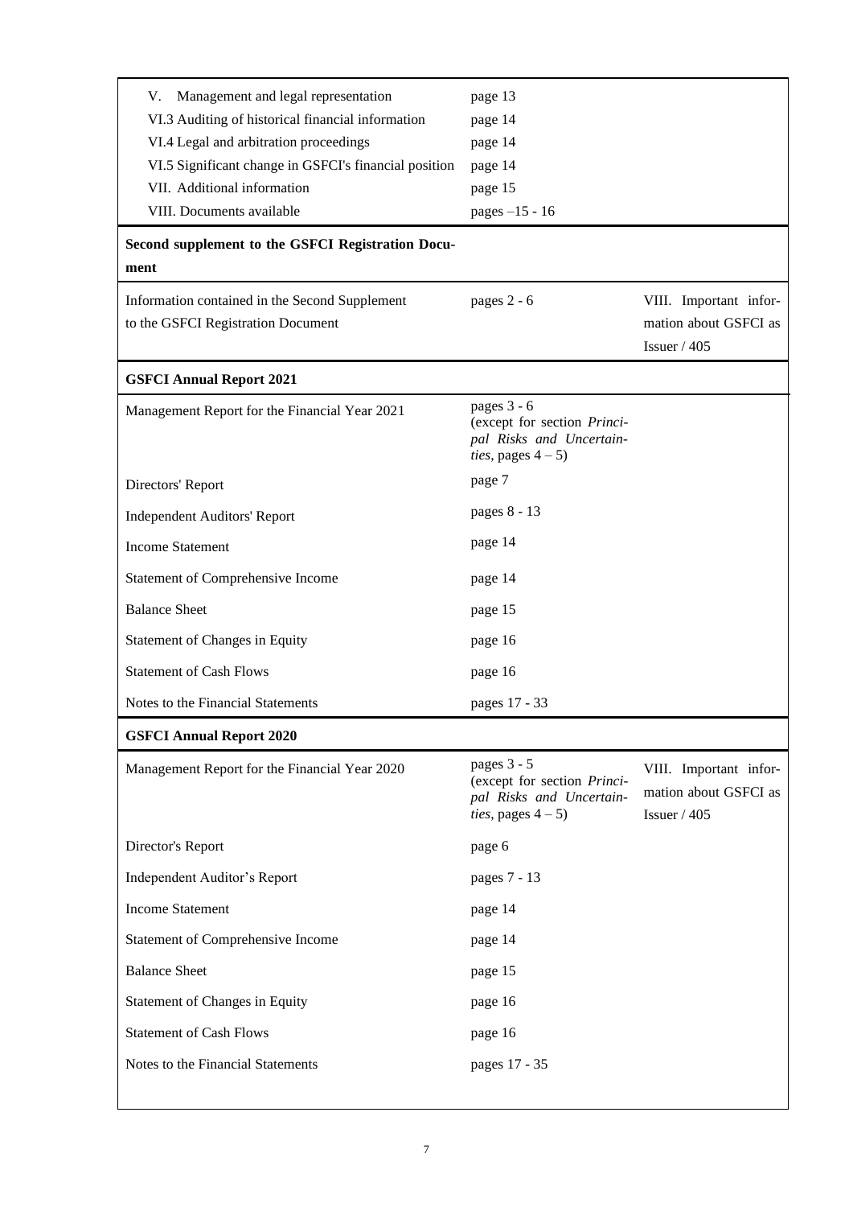| | | |
|---|---|---|
| V. Management and legal representation | page 13 | |
| VI.3 Auditing of historical financial information | page 14 | |
| VI.4 Legal and arbitration proceedings | page 14 | |
| VI.5 Significant change in GSFCI's financial position | page 14 | |
| VII. Additional information | page 15 | |
| VIII. Documents available | pages –15 - 16 | |
| **Second supplement to the GSFCI Registration Document** | | |
| Information contained in the Second Supplement to the GSFCI Registration Document | pages 2 - 6 | VIII. Important information about GSFCI as Issuer / 405 |
| **GSFCI Annual Report 2021** | | |
| Management Report for the Financial Year 2021 | pages 3 - 6 (except for section *Principal Risks and Uncertainties*, pages 4 – 5) | |
| Directors' Report | page 7 | |
| Independent Auditors' Report | pages 8 - 13 | |
| Income Statement | page 14 | |
| Statement of Comprehensive Income | page 14 | |
| Balance Sheet | page 15 | |
| Statement of Changes in Equity | page 16 | |
| Statement of Cash Flows | page 16 | |
| Notes to the Financial Statements | pages 17 - 33 | |
| **GSFCI Annual Report 2020** | | |
| Management Report for the Financial Year 2020 | pages 3 - 5 (except for section *Principal Risks and Uncertainties*, pages 4 – 5) | VIII. Important information about GSFCI as Issuer / 405 |
| Director's Report | page 6 | |
| Independent Auditor's Report | pages 7 - 13 | |
| Income Statement | page 14 | |
| Statement of Comprehensive Income | page 14 | |
| Balance Sheet | page 15 | |
| Statement of Changes in Equity | page 16 | |
| Statement of Cash Flows | page 16 | |
| Notes to the Financial Statements | pages 17 - 35 | |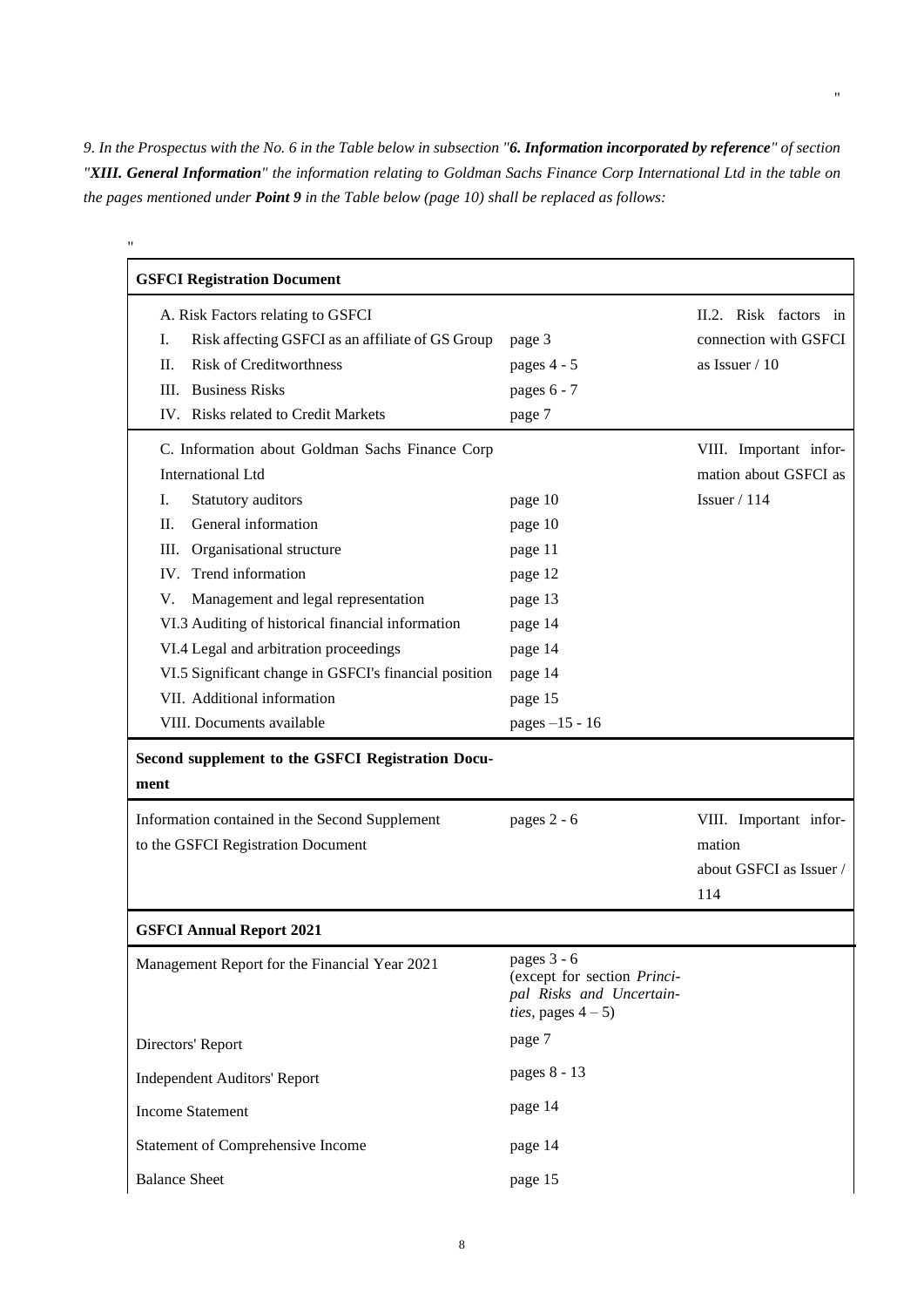"

*9. In the Prospectus with the No. 6 in the Table below in subsection "**6. Information incorporated by reference**" of section "**XIII. General Information**" the information relating to Goldman Sachs Finance Corp International Ltd in the table on the pages mentioned under **Point 9** in the Table below (page 10) shall be replaced as follows:*

"

| **GSFCI Registration Document** | | |
|---|---|---|
| A. Risk Factors relating to GSFCI<br>I. Risk affecting GSFCI as an affiliate of GS Group<br>II. Risk of Creditworthness<br>III. Business Risks<br>IV. Risks related to Credit Markets | <br>page 3<br>pages 4 - 5<br>pages 6 - 7<br>page 7 | II.2. Risk factors in connection with GSFCI as Issuer / 10 |
| C. Information about Goldman Sachs Finance Corp International Ltd<br>I. Statutory auditors<br>II. General information<br>III. Organisational structure<br>IV. Trend information<br>V. Management and legal representation<br>VI.3 Auditing of historical financial information<br>VI.4 Legal and arbitration proceedings<br>VI.5 Significant change in GSFCI's financial position<br>VII. Additional information<br>VIII. Documents available | <br><br>page 10<br>page 10<br>page 11<br>page 12<br>page 13<br>page 14<br>page 14<br>page 14<br>page 15<br>pages –15 - 16 | VIII. Important information about GSFCI as Issuer / 114 |
| **Second supplement to the GSFCI Registration Document** | | |
| Information contained in the Second Supplement to the GSFCI Registration Document | pages 2 - 6 | VIII. Important information about GSFCI as Issuer / 114 |
| **GSFCI Annual Report 2021** | | |
| Management Report for the Financial Year 2021 | pages 3 - 6 (except for section *Principal Risks and Uncertainties*, pages 4 – 5) | |
| Directors' Report | page 7 | |
| Independent Auditors' Report | pages 8 - 13 | |
| Income Statement | page 14 | |
| Statement of Comprehensive Income | page 14 | |
| Balance Sheet | page 15 | |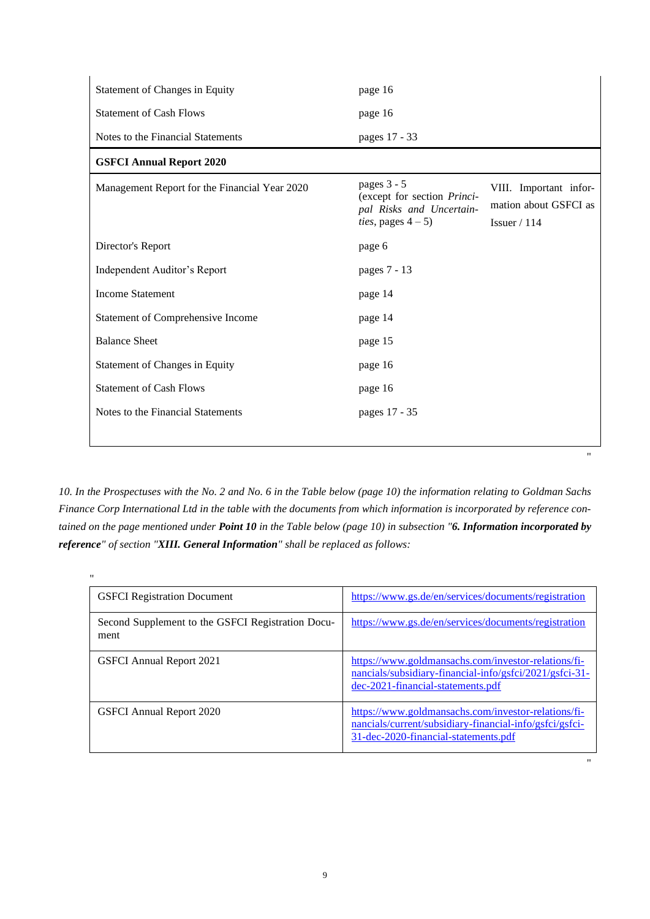| | | |
|---|---|---|
| Statement of Changes in Equity | page 16 | |
| Statement of Cash Flows | page 16 | |
| Notes to the Financial Statements | pages 17 - 33 | |
| **GSFCI Annual Report 2020** | | |
| Management Report for the Financial Year 2020 | pages 3 - 5 (except for section *Principal Risks and Uncertainties*, pages 4 – 5) | VIII. Important information about GSFCI as Issuer / 114 |
| Director's Report | page 6 | |
| Independent Auditor's Report | pages 7 - 13 | |
| Income Statement | page 14 | |
| Statement of Comprehensive Income | page 14 | |
| Balance Sheet | page 15 | |
| Statement of Changes in Equity | page 16 | |
| Statement of Cash Flows | page 16 | |
| Notes to the Financial Statements | pages 17 - 35 | |

"

*10. In the Prospectuses with the No. 2 and No. 6 in the Table below (page 10) the information relating to Goldman Sachs Finance Corp International Ltd in the table with the documents from which information is incorporated by reference contained on the page mentioned under **Point 10** in the Table below (page 10) in subsection "**6. Information incorporated by reference**" of section "**XIII. General Information**" shall be replaced as follows:*

"

| | |
|---|---|
| GSFCI Registration Document | https://www.gs.de/en/services/documents/registration |
| Second Supplement to the GSFCI Registration Document | https://www.gs.de/en/services/documents/registration |
| GSFCI Annual Report 2021 | https://www.goldmansachs.com/investor-relations/financials/subsidiary-financial-info/gsfci/2021/gsfci-31-dec-2021-financial-statements.pdf |
| GSFCI Annual Report 2020 | https://www.goldmansachs.com/investor-relations/financials/current/subsidiary-financial-info/gsfci/gsfci-31-dec-2020-financial-statements.pdf |

"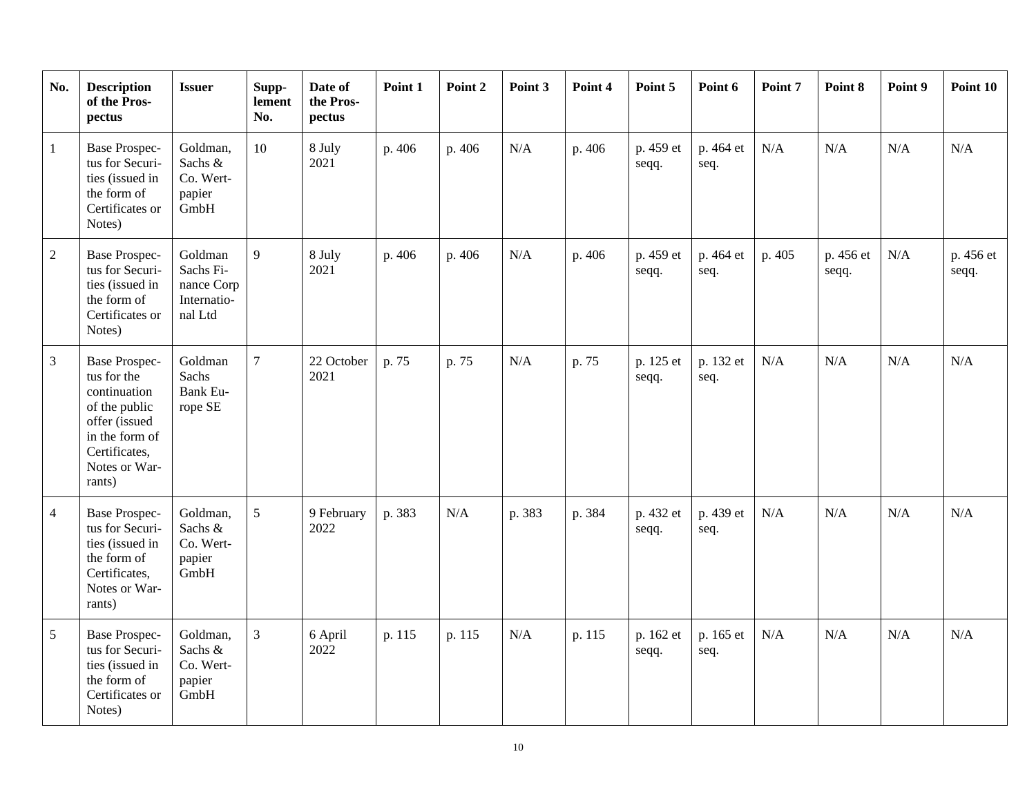| No. | Description of the Prospectus | Issuer | Supplement No. | Date of the Prospectus | Point 1 | Point 2 | Point 3 | Point 4 | Point 5 | Point 6 | Point 7 | Point 8 | Point 9 | Point 10 |
|---|---|---|---|---|---|---|---|---|---|---|---|---|---|---|
| 1 | Base Prospectus for Securities (issued in the form of Certificates or Notes) | Goldman, Sachs & Co. Wertpapier GmbH | 10 | 8 July 2021 | p. 406 | p. 406 | N/A | p. 406 | p. 459 et seqq. | p. 464 et seq. | N/A | N/A | N/A | N/A |
| 2 | Base Prospectus for Securities (issued in the form of Certificates or Notes) | Goldman Sachs Finance Corp International Ltd | 9 | 8 July 2021 | p. 406 | p. 406 | N/A | p. 406 | p. 459 et seqq. | p. 464 et seq. | p. 405 | p. 456 et seqq. | N/A | p. 456 et seqq. |
| 3 | Base Prospectus for the continuation of the public offer (issued in the form of Certificates, Notes or Warrants) | Goldman Sachs Bank Europe SE | 7 | 22 October 2021 | p. 75 | p. 75 | N/A | p. 75 | p. 125 et seqq. | p. 132 et seq. | N/A | N/A | N/A | N/A |
| 4 | Base Prospectus for Securities (issued in the form of Certificates, Notes or Warrants) | Goldman, Sachs & Co. Wertpapier GmbH | 5 | 9 February 2022 | p. 383 | N/A | p. 383 | p. 384 | p. 432 et seqq. | p. 439 et seq. | N/A | N/A | N/A | N/A |
| 5 | Base Prospectus for Securities (issued in the form of Certificates or Notes) | Goldman, Sachs & Co. Wertpapier GmbH | 3 | 6 April 2022 | p. 115 | p. 115 | N/A | p. 115 | p. 162 et seqq. | p. 165 et seq. | N/A | N/A | N/A | N/A |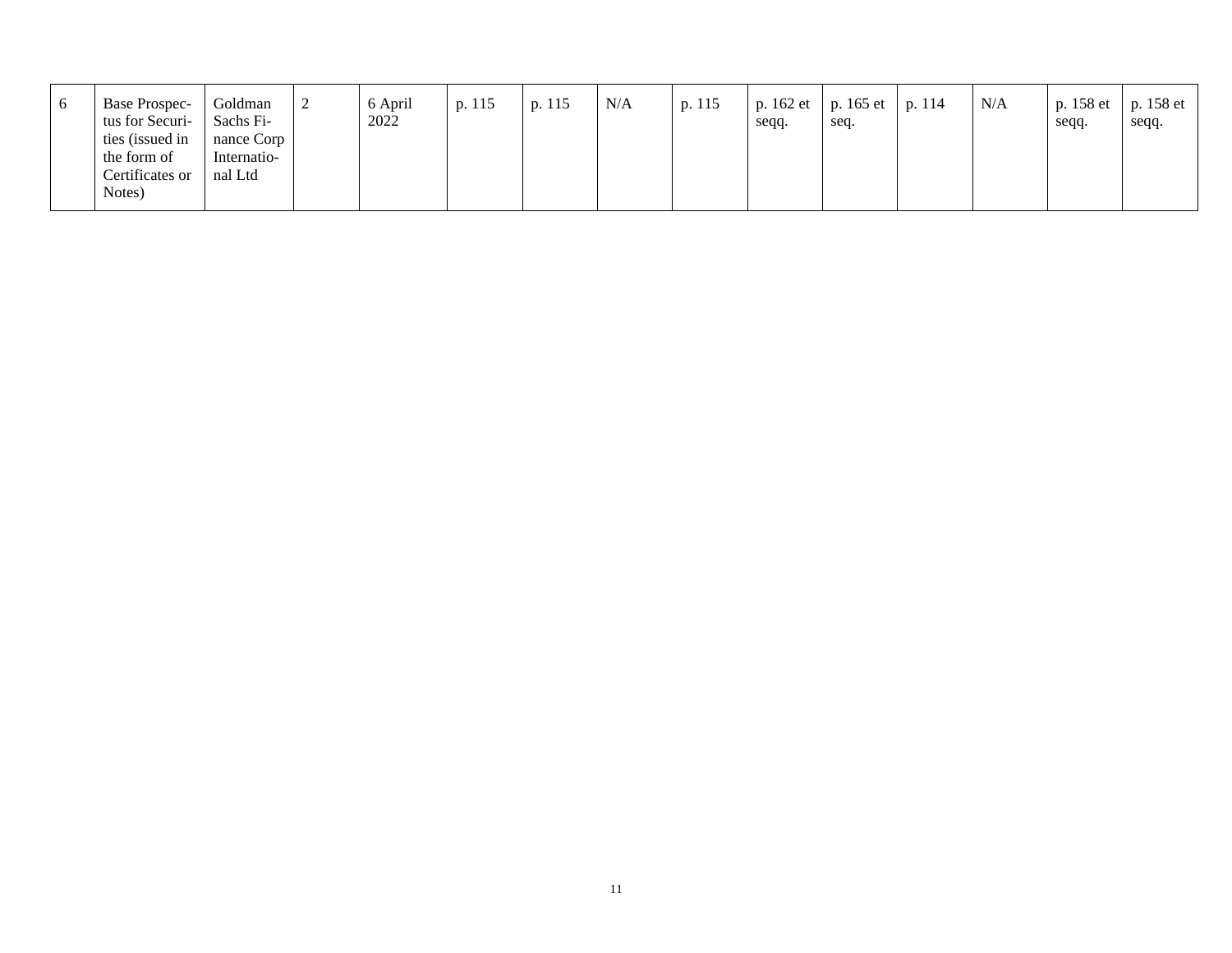| 6 | Base Prospectus for Securities (issued in the form of Certificates or Notes) | Goldman Sachs Finance Corp International Ltd | 2 | 6 April 2022 | p. 115 | p. 115 | N/A | p. 115 | p. 162 et seqq. | p. 165 et seq. | p. 114 | N/A | p. 158 et seqq. | p. 158 et seqq. |
|---|---|---|---|---|---|---|---|---|---|---|---|---|---|---|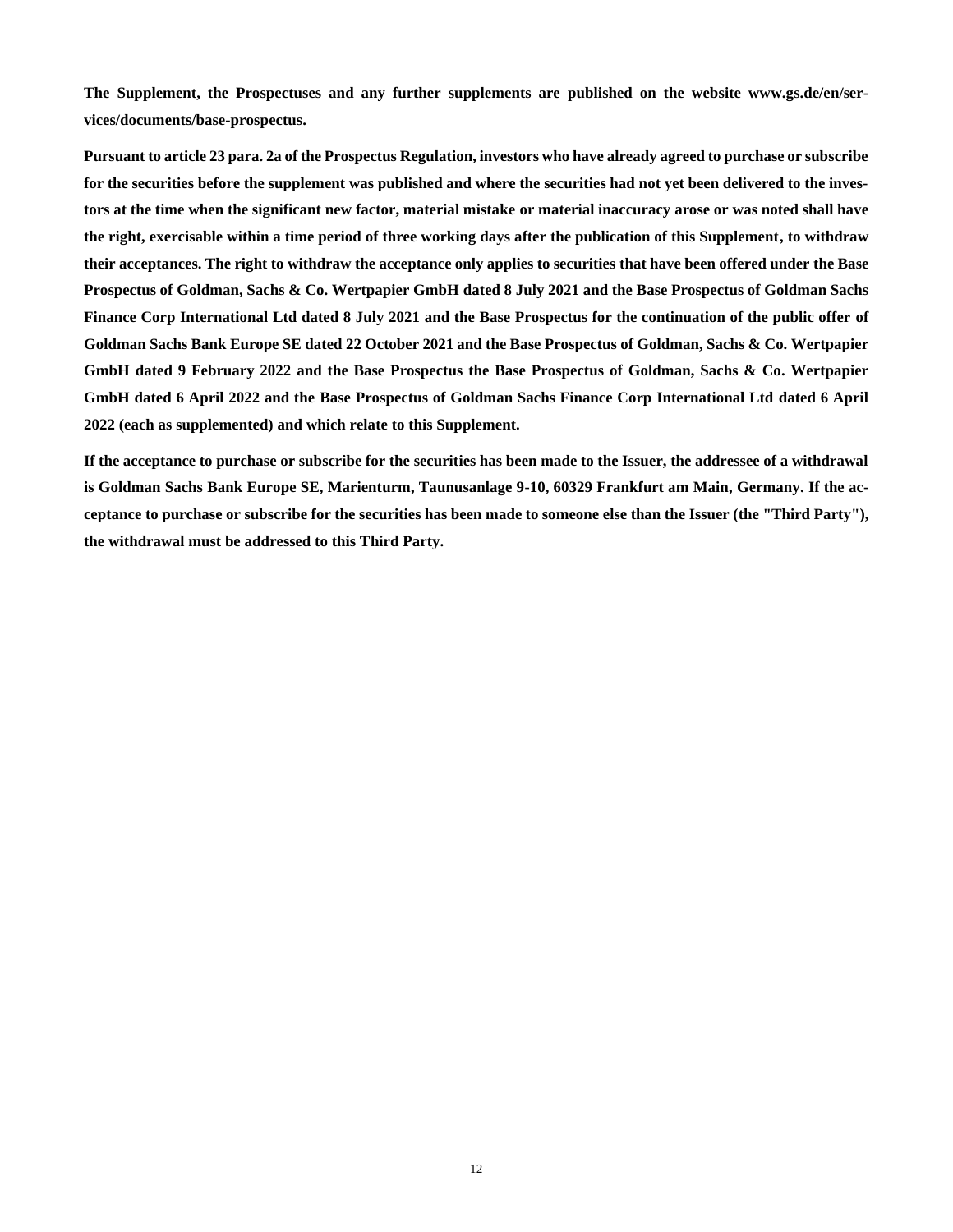**The Supplement, the Prospectuses and any further supplements are published on the website www.gs.de/en/services/documents/base-prospectus.**

**Pursuant to article 23 para. 2a of the Prospectus Regulation, investors who have already agreed to purchase or subscribe for the securities before the supplement was published and where the securities had not yet been delivered to the investors at the time when the significant new factor, material mistake or material inaccuracy arose or was noted shall have the right, exercisable within a time period of three working days after the publication of this Supplement, to withdraw their acceptances. The right to withdraw the acceptance only applies to securities that have been offered under the Base Prospectus of Goldman, Sachs & Co. Wertpapier GmbH dated 8 July 2021 and the Base Prospectus of Goldman Sachs Finance Corp International Ltd dated 8 July 2021 and the Base Prospectus for the continuation of the public offer of Goldman Sachs Bank Europe SE dated 22 October 2021 and the Base Prospectus of Goldman, Sachs & Co. Wertpapier GmbH dated 9 February 2022 and the Base Prospectus the Base Prospectus of Goldman, Sachs & Co. Wertpapier GmbH dated 6 April 2022 and the Base Prospectus of Goldman Sachs Finance Corp International Ltd dated 6 April 2022 (each as supplemented) and which relate to this Supplement.**

**If the acceptance to purchase or subscribe for the securities has been made to the Issuer, the addressee of a withdrawal is Goldman Sachs Bank Europe SE, Marienturm, Taunusanlage 9-10, 60329 Frankfurt am Main, Germany. If the acceptance to purchase or subscribe for the securities has been made to someone else than the Issuer (the "Third Party"), the withdrawal must be addressed to this Third Party.**